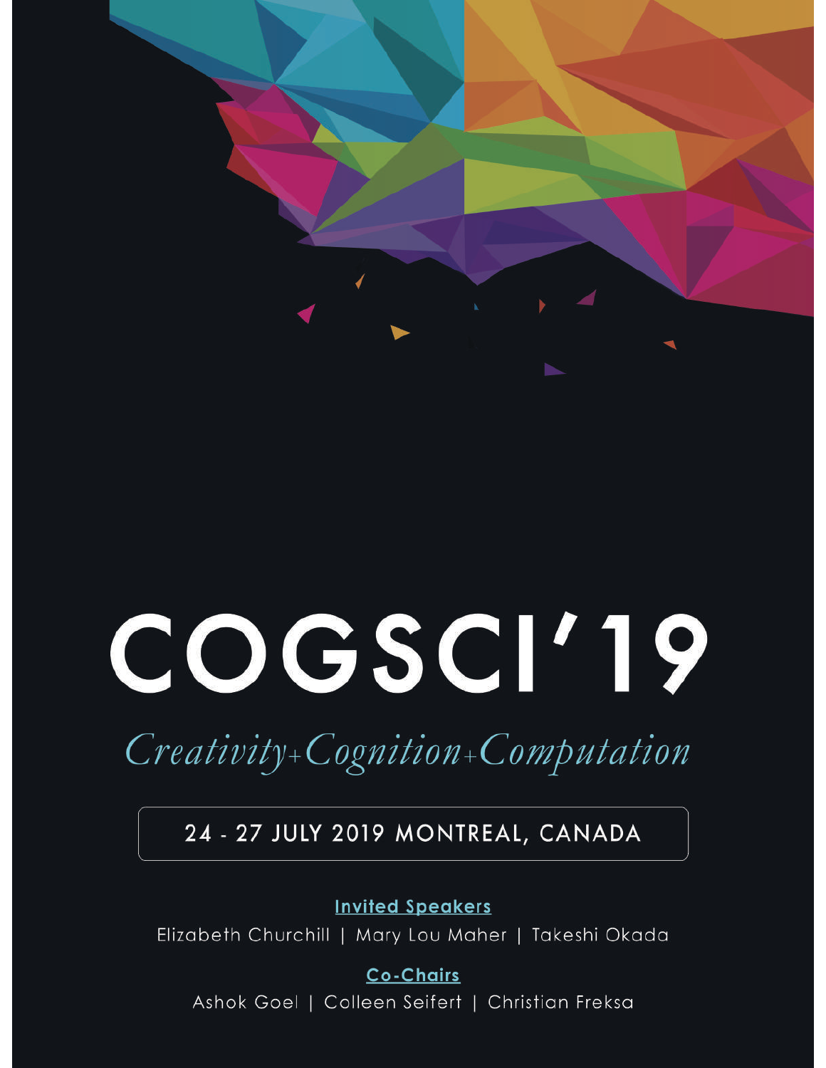# COGSCI'19

*Creativity+Cognition+Computation*

24 - 27 JULY 2019 MONTREAL, CANADA

**Invited Speakers**

Elizabeth Churchill | Mary Lou Maher | Takeshi Okada

**Co-Chairs**

Ashok Goel | Colleen Seifert | Christian Freksa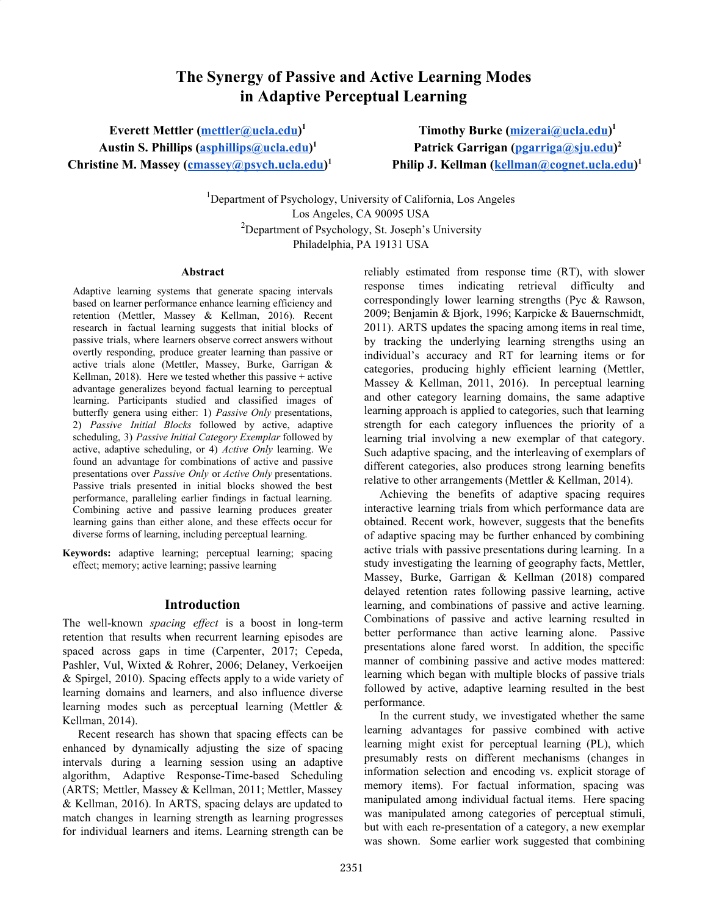# The Synergy of Passive and Active Learning Modes in Adaptive Perceptual Learning

**Everett Mettler (mettler@ucla.edu)**[1]
**Austin S. Phillips (asphillips@ucla.edu)**[1]
**Christine M. Massey (cmassey@psych.ucla.edu)**[1]

**Timothy Burke (mizerai@ucla.edu)**[1]
**Patrick Garrigan (pgarriga@sju.edu)**[2]
**Philip J. Kellman (kellman@cognet.ucla.edu)**[1]

[1]Department of Psychology, University of California, Los Angeles
Los Angeles, CA 90095 USA
[2]Department of Psychology, St. Joseph's University
Philadelphia, PA 19131 USA

## Abstract

Adaptive learning systems that generate spacing intervals based on learner performance enhance learning efficiency and retention (Mettler, Massey & Kellman, 2016). Recent research in factual learning suggests that initial blocks of passive trials, where learners observe correct answers without overtly responding, produce greater learning than passive or active trials alone (Mettler, Massey, Burke, Garrigan & Kellman, 2018). Here we tested whether this passive + active advantage generalizes beyond factual learning to perceptual learning. Participants studied and classified images of butterfly genera using either: 1) *Passive Only* presentations, 2) *Passive Initial Blocks* followed by active, adaptive scheduling, 3) *Passive Initial Category Exemplar* followed by active, adaptive scheduling, or 4) *Active Only* learning. We found an advantage for combinations of active and passive presentations over *Passive Only* or *Active Only* presentations. Passive trials presented in initial blocks showed the best performance, paralleling earlier findings in factual learning. Combining active and passive learning produces greater learning gains than either alone, and these effects occur for diverse forms of learning, including perceptual learning.

**Keywords:** adaptive learning; perceptual learning; spacing effect; memory; active learning; passive learning

## Introduction

The well-known *spacing effect* is a boost in long-term retention that results when recurrent learning episodes are spaced across gaps in time (Carpenter, 2017; Cepeda, Pashler, Vul, Wixted & Rohrer, 2006; Delaney, Verkoeijen & Spirgel, 2010). Spacing effects apply to a wide variety of learning domains and learners, and also influence diverse learning modes such as perceptual learning (Mettler & Kellman, 2014).

Recent research has shown that spacing effects can be enhanced by dynamically adjusting the size of spacing intervals during a learning session using an adaptive algorithm, Adaptive Response-Time-based Scheduling (ARTS; Mettler, Massey & Kellman, 2011; Mettler, Massey & Kellman, 2016). In ARTS, spacing delays are updated to match changes in learning strength as learning progresses for individual learners and items. Learning strength can be reliably estimated from response time (RT), with slower response times indicating retrieval difficulty and correspondingly lower learning strengths (Pyc & Rawson, 2009; Benjamin & Bjork, 1996; Karpicke & Bauernschmidt, 2011). ARTS updates the spacing among items in real time, by tracking the underlying learning strengths using an individual's accuracy and RT for learning items or for categories, producing highly efficient learning (Mettler, Massey & Kellman, 2011, 2016). In perceptual learning and other category learning domains, the same adaptive learning approach is applied to categories, such that learning strength for each category influences the priority of a learning trial involving a new exemplar of that category. Such adaptive spacing, and the interleaving of exemplars of different categories, also produces strong learning benefits relative to other arrangements (Mettler & Kellman, 2014).

Achieving the benefits of adaptive spacing requires interactive learning trials from which performance data are obtained. Recent work, however, suggests that the benefits of adaptive spacing may be further enhanced by combining active trials with passive presentations during learning. In a study investigating the learning of geography facts, Mettler, Massey, Burke, Garrigan & Kellman (2018) compared delayed retention rates following passive learning, active learning, and combinations of passive and active learning. Combinations of passive and active learning resulted in better performance than active learning alone. Passive presentations alone fared worst. In addition, the specific manner of combining passive and active modes mattered: learning which began with multiple blocks of passive trials followed by active, adaptive learning resulted in the best performance.

In the current study, we investigated whether the same learning advantages for passive combined with active learning might exist for perceptual learning (PL), which presumably rests on different mechanisms (changes in information selection and encoding vs. explicit storage of memory items). For factual information, spacing was manipulated among individual factual items. Here spacing was manipulated among categories of perceptual stimuli, but with each re-presentation of a category, a new exemplar was shown. Some earlier work suggested that combining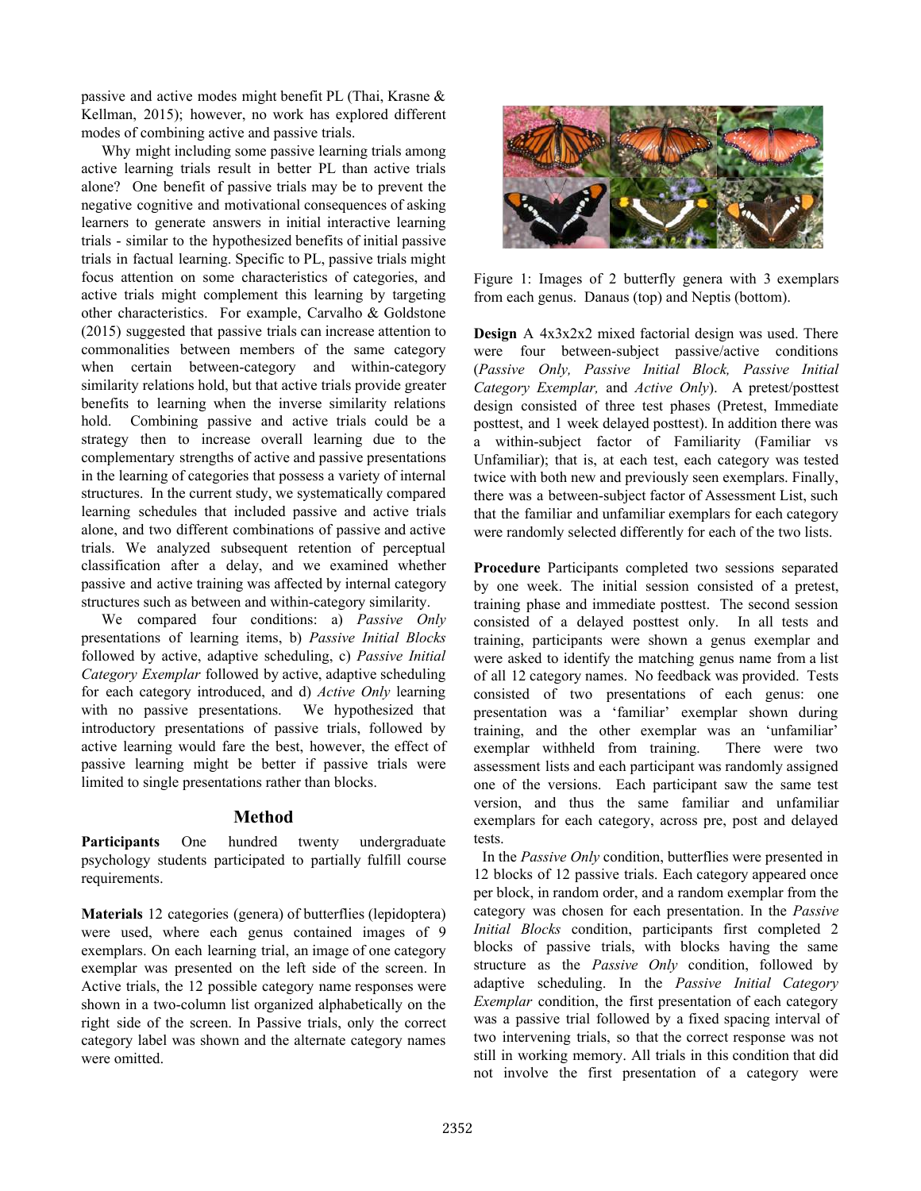passive and active modes might benefit PL (Thai, Krasne & Kellman, 2015); however, no work has explored different modes of combining active and passive trials.

Why might including some passive learning trials among active learning trials result in better PL than active trials alone? One benefit of passive trials may be to prevent the negative cognitive and motivational consequences of asking learners to generate answers in initial interactive learning trials - similar to the hypothesized benefits of initial passive trials in factual learning. Specific to PL, passive trials might focus attention on some characteristics of categories, and active trials might complement this learning by targeting other characteristics. For example, Carvalho & Goldstone (2015) suggested that passive trials can increase attention to commonalities between members of the same category when certain between-category and within-category similarity relations hold, but that active trials provide greater benefits to learning when the inverse similarity relations hold. Combining passive and active trials could be a strategy then to increase overall learning due to the complementary strengths of active and passive presentations in the learning of categories that possess a variety of internal structures. In the current study, we systematically compared learning schedules that included passive and active trials alone, and two different combinations of passive and active trials. We analyzed subsequent retention of perceptual classification after a delay, and we examined whether passive and active training was affected by internal category structures such as between and within-category similarity.

We compared four conditions: a) *Passive Only* presentations of learning items, b) *Passive Initial Blocks* followed by active, adaptive scheduling, c) *Passive Initial Category Exemplar* followed by active, adaptive scheduling for each category introduced, and d) *Active Only* learning with no passive presentations. We hypothesized that introductory presentations of passive trials, followed by active learning would fare the best, however, the effect of passive learning might be better if passive trials were limited to single presentations rather than blocks.

## Method

**Participants** One hundred twenty undergraduate psychology students participated to partially fulfill course requirements.

**Materials** 12 categories (genera) of butterflies (lepidoptera) were used, where each genus contained images of 9 exemplars. On each learning trial, an image of one category exemplar was presented on the left side of the screen. In Active trials, the 12 possible category name responses were shown in a two-column list organized alphabetically on the right side of the screen. In Passive trials, only the correct category label was shown and the alternate category names were omitted.

Figure 1: Images of 2 butterfly genera with 3 exemplars from each genus. Danaus (top) and Neptis (bottom).

**Design** A 4x3x2x2 mixed factorial design was used. There were four between-subject passive/active conditions (*Passive Only, Passive Initial Block, Passive Initial Category Exemplar,* and *Active Only*). A pretest/posttest design consisted of three test phases (Pretest, Immediate posttest, and 1 week delayed posttest). In addition there was a within-subject factor of Familiarity (Familiar vs Unfamiliar); that is, at each test, each category was tested twice with both new and previously seen exemplars. Finally, there was a between-subject factor of Assessment List, such that the familiar and unfamiliar exemplars for each category were randomly selected differently for each of the two lists.

**Procedure** Participants completed two sessions separated by one week. The initial session consisted of a pretest, training phase and immediate posttest. The second session consisted of a delayed posttest only. In all tests and training, participants were shown a genus exemplar and were asked to identify the matching genus name from a list of all 12 category names. No feedback was provided. Tests consisted of two presentations of each genus: one presentation was a 'familiar' exemplar shown during training, and the other exemplar was an 'unfamiliar' exemplar withheld from training. There were two assessment lists and each participant was randomly assigned one of the versions. Each participant saw the same test version, and thus the same familiar and unfamiliar exemplars for each category, across pre, post and delayed tests.

In the *Passive Only* condition, butterflies were presented in 12 blocks of 12 passive trials. Each category appeared once per block, in random order, and a random exemplar from the category was chosen for each presentation. In the *Passive Initial Blocks* condition, participants first completed 2 blocks of passive trials, with blocks having the same structure as the *Passive Only* condition, followed by adaptive scheduling. In the *Passive Initial Category Exemplar* condition, the first presentation of each category was a passive trial followed by a fixed spacing interval of two intervening trials, so that the correct response was not still in working memory. All trials in this condition that did not involve the first presentation of a category were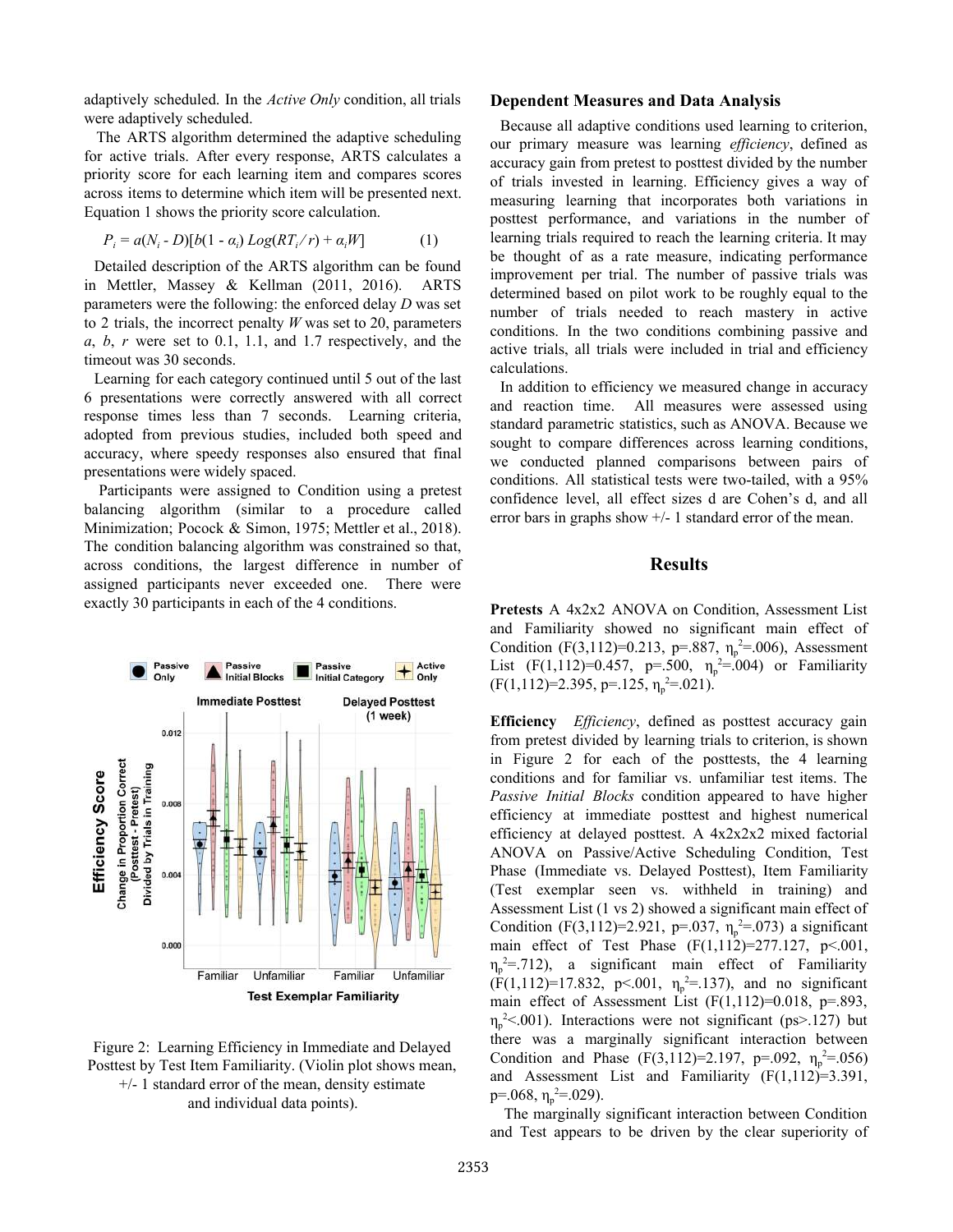adaptively scheduled. In the *Active Only* condition, all trials were adaptively scheduled.

The ARTS algorithm determined the adaptive scheduling for active trials. After every response, ARTS calculates a priority score for each learning item and compares scores across items to determine which item will be presented next. Equation 1 shows the priority score calculation.

$$P_i = a(N_i - D)[b(1 - \alpha_i) Log(RT_i / r) + \alpha_i W] \quad (1)$$

Detailed description of the ARTS algorithm can be found in Mettler, Massey & Kellman (2011, 2016). ARTS parameters were the following: the enforced delay $D$ was set to 2 trials, the incorrect penalty $W$ was set to 20, parameters $a$, $b$, $r$ were set to 0.1, 1.1, and 1.7 respectively, and the timeout was 30 seconds.

Learning for each category continued until 5 out of the last 6 presentations were correctly answered with all correct response times less than 7 seconds. Learning criteria, adopted from previous studies, included both speed and accuracy, where speedy responses also ensured that final presentations were widely spaced.

Participants were assigned to Condition using a pretest balancing algorithm (similar to a procedure called Minimization; Pocock & Simon, 1975; Mettler et al., 2018). The condition balancing algorithm was constrained so that, across conditions, the largest difference in number of assigned participants never exceeded one. There were exactly 30 participants in each of the 4 conditions.

Figure 2: Learning Efficiency in Immediate and Delayed Posttest by Test Item Familiarity. (Violin plot shows mean, +/- 1 standard error of the mean, density estimate and individual data points).

## Dependent Measures and Data Analysis

Because all adaptive conditions used learning to criterion, our primary measure was learning *efficiency*, defined as accuracy gain from pretest to posttest divided by the number of trials invested in learning. Efficiency gives a way of measuring learning that incorporates both variations in posttest performance, and variations in the number of learning trials required to reach the learning criteria. It may be thought of as a rate measure, indicating performance improvement per trial. The number of passive trials was determined based on pilot work to be roughly equal to the number of trials needed to reach mastery in active conditions. In the two conditions combining passive and active trials, all trials were included in trial and efficiency calculations.

In addition to efficiency we measured change in accuracy and reaction time. All measures were assessed using standard parametric statistics, such as ANOVA. Because we sought to compare differences across learning conditions, we conducted planned comparisons between pairs of conditions. All statistical tests were two-tailed, with a 95% confidence level, all effect sizes d are Cohen's d, and all error bars in graphs show +/- 1 standard error of the mean.

## Results

**Pretests** A 4x2x2 ANOVA on Condition, Assessment List and Familiarity showed no significant main effect of Condition ($F(3,112)=0.213$, $p=.887$, $\eta_p^2=.006$), Assessment List ($F(1,112)=0.457$, $p=.500$, $\eta_p^2=.004$) or Familiarity ($F(1,112)=2.395$, $p=.125$, $\eta_p^2=.021$).

**Efficiency** *Efficiency*, defined as posttest accuracy gain from pretest divided by learning trials to criterion, is shown in Figure 2 for each of the posttests, the 4 learning conditions and for familiar vs. unfamiliar test items. The *Passive Initial Blocks* condition appeared to have higher efficiency at immediate posttest and highest numerical efficiency at delayed posttest. A 4x2x2x2 mixed factorial ANOVA on Passive/Active Scheduling Condition, Test Phase (Immediate vs. Delayed Posttest), Item Familiarity (Test exemplar seen vs. withheld in training) and Assessment List (1 vs 2) showed a significant main effect of Condition ($F(3,112)=2.921$, $p=.037$, $\eta_p^2=.073$) a significant main effect of Test Phase ($F(1,112)=277.127$, $p<.001$, $\eta_p^2=.712$), a significant main effect of Familiarity ($F(1,112)=17.832$, $p<.001$, $\eta_p^2=.137$), and no significant main effect of Assessment List ($F(1,112)=0.018$, $p=.893$, $\eta_p^2<.001$). Interactions were not significant (ps>.127) but there was a marginally significant interaction between Condition and Phase ($F(3,112)=2.197$, $p=.092$, $\eta_p^2=.056$) and Assessment List and Familiarity ($F(1,112)=3.391$, $p=.068$, $\eta_p^2=.029$).

The marginally significant interaction between Condition and Test appears to be driven by the clear superiority of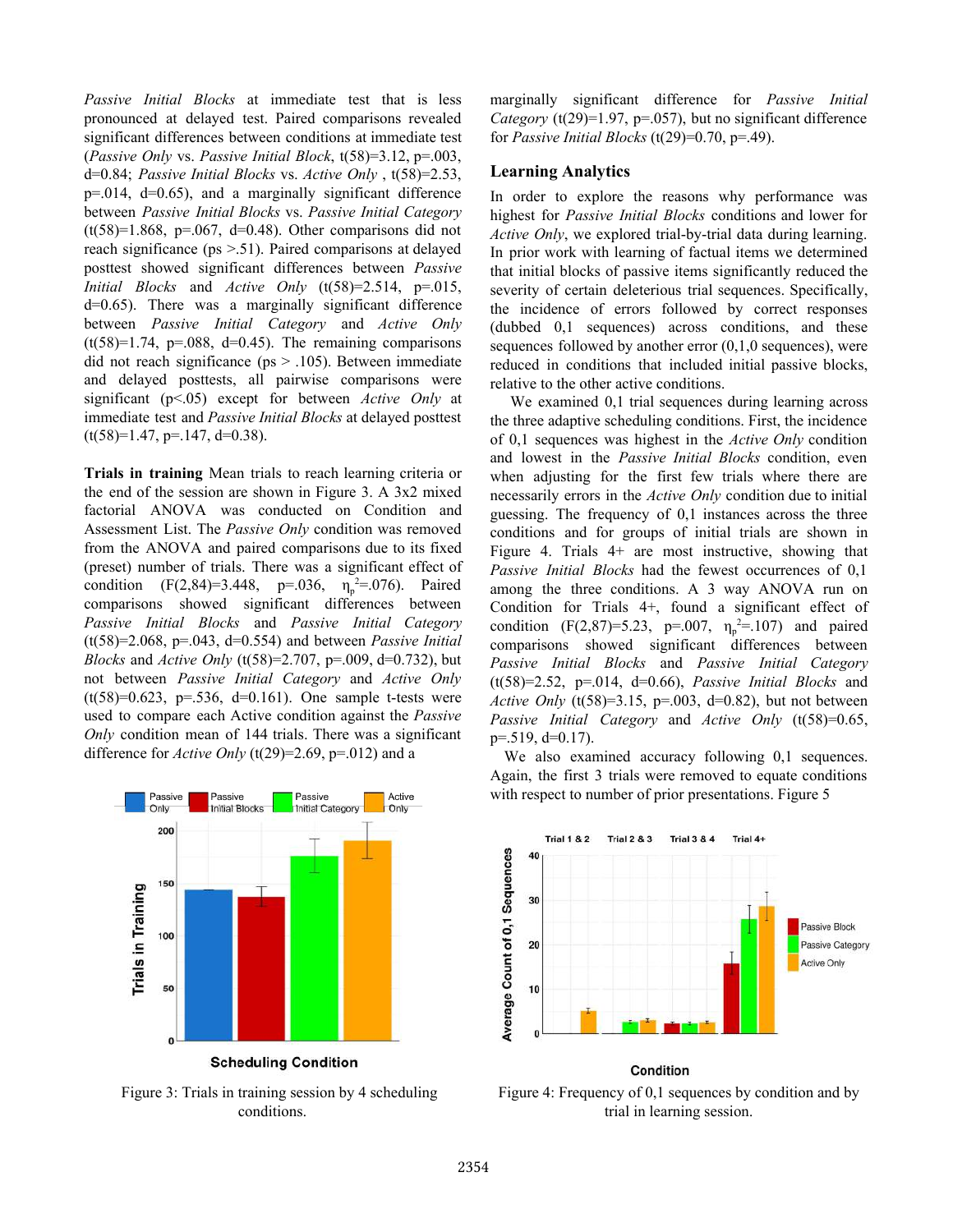*Passive Initial Blocks* at immediate test that is less pronounced at delayed test. Paired comparisons revealed significant differences between conditions at immediate test (*Passive Only* vs. *Passive Initial Block*, t(58)=3.12, p=.003, d=0.84; *Passive Initial Blocks* vs. *Active Only* , t(58)=2.53, p=.014, d=0.65), and a marginally significant difference between *Passive Initial Blocks* vs. *Passive Initial Category* (t(58)=1.868, p=.067, d=0.48). Other comparisons did not reach significance (ps >.51). Paired comparisons at delayed posttest showed significant differences between *Passive Initial Blocks* and *Active Only* (t(58)=2.514, p=.015, d=0.65). There was a marginally significant difference between *Passive Initial Category* and *Active Only* (t(58)=1.74, p=.088, d=0.45). The remaining comparisons did not reach significance (ps > .105). Between immediate and delayed posttests, all pairwise comparisons were significant (p<.05) except for between *Active Only* at immediate test and *Passive Initial Blocks* at delayed posttest (t(58)=1.47, p=.147, d=0.38).

**Trials in training** Mean trials to reach learning criteria or the end of the session are shown in Figure 3. A 3x2 mixed factorial ANOVA was conducted on Condition and Assessment List. The *Passive Only* condition was removed from the ANOVA and paired comparisons due to its fixed (preset) number of trials. There was a significant effect of condition (F(2,84)=3.448, p=.036, $\eta_p^2$=.076). Paired comparisons showed significant differences between *Passive Initial Blocks* and *Passive Initial Category* (t(58)=2.068, p=.043, d=0.554) and between *Passive Initial Blocks* and *Active Only* (t(58)=2.707, p=.009, d=0.732), but not between *Passive Initial Category* and *Active Only* (t(58)=0.623, p=.536, d=0.161). One sample t-tests were used to compare each Active condition against the *Passive Only* condition mean of 144 trials. There was a significant difference for *Active Only* (t(29)=2.69, p=.012) and a marginally significant difference for *Passive Initial Category* (t(29)=1.97, p=.057), but no significant difference for *Passive Initial Blocks* (t(29)=0.70, p=.49).

Figure 3: Trials in training session by 4 scheduling conditions.

## Learning Analytics

In order to explore the reasons why performance was highest for *Passive Initial Blocks* conditions and lower for *Active Only*, we explored trial-by-trial data during learning. In prior work with learning of factual items we determined that initial blocks of passive items significantly reduced the severity of certain deleterious trial sequences. Specifically, the incidence of errors followed by correct responses (dubbed 0,1 sequences) across conditions, and these sequences followed by another error (0,1,0 sequences), were reduced in conditions that included initial passive blocks, relative to the other active conditions.

We examined 0,1 trial sequences during learning across the three adaptive scheduling conditions. First, the incidence of 0,1 sequences was highest in the *Active Only* condition and lowest in the *Passive Initial Blocks* condition, even when adjusting for the first few trials where there are necessarily errors in the *Active Only* condition due to initial guessing. The frequency of 0,1 instances across the three conditions and for groups of initial trials are shown in Figure 4. Trials 4+ are most instructive, showing that *Passive Initial Blocks* had the fewest occurrences of 0,1 among the three conditions. A 3 way ANOVA run on Condition for Trials 4+, found a significant effect of condition (F(2,87)=5.23, p=.007, $\eta_p^2$=.107) and paired comparisons showed significant differences between *Passive Initial Blocks* and *Passive Initial Category* (t(58)=2.52, p=.014, d=0.66), *Passive Initial Blocks* and *Active Only* (t(58)=3.15, p=.003, d=0.82), but not between *Passive Initial Category* and *Active Only* (t(58)=0.65, p=.519, d=0.17).

We also examined accuracy following 0,1 sequences. Again, the first 3 trials were removed to equate conditions with respect to number of prior presentations. Figure 5

Figure 4: Frequency of 0,1 sequences by condition and by trial in learning session.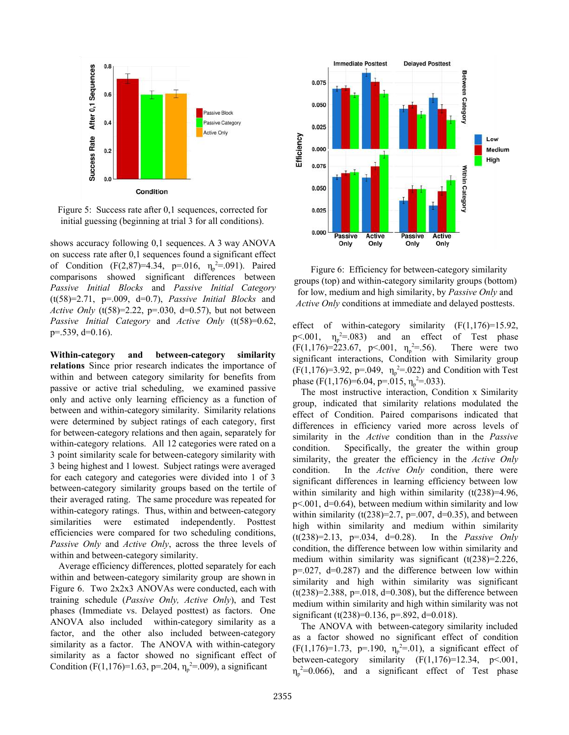Figure 5: Success rate after 0,1 sequences, corrected for initial guessing (beginning at trial 3 for all conditions).

shows accuracy following 0,1 sequences. A 3 way ANOVA on success rate after 0,1 sequences found a significant effect of Condition ($F(2,87)=4.34$, $p=.016$, $\eta_p^2=.091$). Paired comparisons showed significant differences between *Passive Initial Blocks* and *Passive Initial Category* ($t(58)=2.71$, $p=.009$, $d=0.7$), *Passive Initial Blocks* and *Active Only* ($t(58)=2.22$, $p=.030$, $d=0.57$), but not between *Passive Initial Category* and *Active Only* ($t(58)=0.62$, $p=.539$, $d=0.16$).

**Within-category and between-category similarity relations** Since prior research indicates the importance of within and between category similarity for benefits from passive or active trial scheduling, we examined passive only and active only learning efficiency as a function of between and within-category similarity. Similarity relations were determined by subject ratings of each category, first for between-category relations and then again, separately for within-category relations. All 12 categories were rated on a 3 point similarity scale for between-category similarity with 3 being highest and 1 lowest. Subject ratings were averaged for each category and categories were divided into 1 of 3 between-category similarity groups based on the tertile of their averaged rating. The same procedure was repeated for within-category ratings. Thus, within and between-category similarities were estimated independently. Posttest efficiencies were compared for two scheduling conditions, *Passive Only* and *Active Only*, across the three levels of within and between-category similarity.

Average efficiency differences, plotted separately for each within and between-category similarity group are shown in Figure 6. Two 2x2x3 ANOVAs were conducted, each with training schedule (*Passive Only, Active Only*), and Test phases (Immediate vs. Delayed posttest) as factors. One ANOVA also included within-category similarity as a factor, and the other also included between-category similarity as a factor. The ANOVA with within-category similarity as a factor showed no significant effect of Condition ($F(1,176)=1.63$, $p=.204$, $\eta_p^2=.009$), a significant

Figure 6: Efficiency for between-category similarity groups (top) and within-category similarity groups (bottom) for low, medium and high similarity, by *Passive Only* and *Active Only* conditions at immediate and delayed posttests.

effect of within-category similarity ($F(1,176)=15.92$, $p<.001$, $\eta_p^2=.083$) and an effect of Test phase ($F(1,176)=223.67$, $p<.001$, $\eta_p^2=.56$). There were two significant interactions, Condition with Similarity group ($F(1,176)=3.92$, $p=.049$, $\eta_p^2=.022$) and Condition with Test phase ($F(1,176)=6.04$, $p=.015$, $\eta_p^2=.033$).

The most instructive interaction, Condition x Similarity group, indicated that similarity relations modulated the effect of Condition. Paired comparisons indicated that differences in efficiency varied more across levels of similarity in the *Active* condition than in the *Passive* condition. Specifically, the greater the within group similarity, the greater the efficiency in the *Active Only* condition. In the *Active Only* condition, there were significant differences in learning efficiency between low within similarity and high within similarity ($t(238)=4.96$, $p<.001$, $d=0.64$), between medium within similarity and low within similarity ($t(238)=2.7$, $p=.007$, $d=0.35$), and between high within similarity and medium within similarity ($t(238)=2.13$, $p=.034$, $d=0.28$). In the *Passive Only* condition, the difference between low within similarity and medium within similarity was significant ($t(238)=2.226$, $p=.027$, $d=0.287$) and the difference between low within similarity and high within similarity was significant ($t(238)=2.388$, $p=.018$, $d=0.308$), but the difference between medium within similarity and high within similarity was not significant ($t(238)=0.136$, $p=.892$, $d=0.018$).

The ANOVA with between-category similarity included as a factor showed no significant effect of condition ($F(1,176)=1.73$, $p=.190$, $\eta_p^2=.01$), a significant effect of between-category similarity ($F(1,176)=12.34$, $p<.001$, $\eta_p^2=0.066$), and a significant effect of Test phase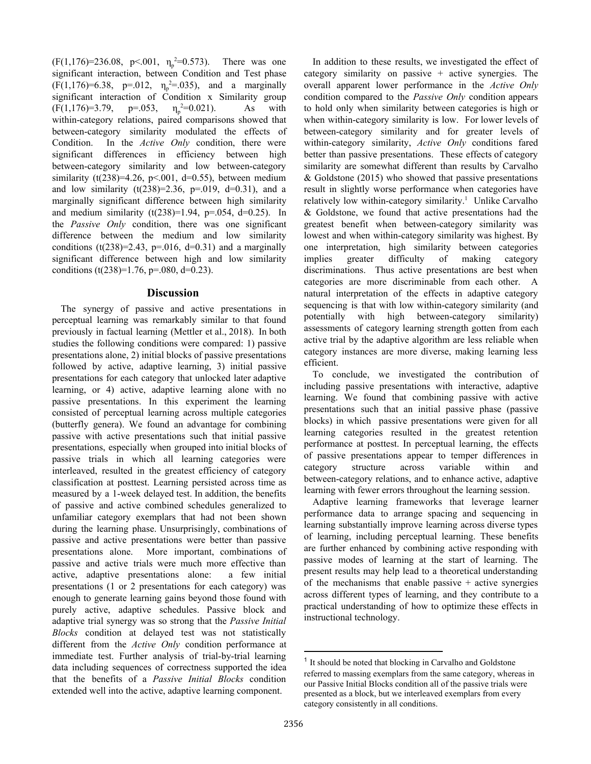($F(1,176)=236.08$, $p<.001$, $\eta_p^2=0.573$). There was one significant interaction, between Condition and Test phase ($F(1,176)=6.38$, $p=.012$, $\eta_p^2=.035$), and a marginally significant interaction of Condition x Similarity group ($F(1,176)=3.79$, $p=.053$, $\eta_p^2=0.021$). As with within-category relations, paired comparisons showed that between-category similarity modulated the effects of Condition. In the *Active Only* condition, there were significant differences in efficiency between high between-category similarity and low between-category similarity ($t(238)=4.26$, $p<.001$, $d=0.55$), between medium and low similarity ($t(238)=2.36$, $p=.019$, $d=0.31$), and a marginally significant difference between high similarity and medium similarity ($t(238)=1.94$, $p=.054$, $d=0.25$). In the *Passive Only* condition, there was one significant difference between the medium and low similarity conditions ($t(238)=2.43$, $p=.016$, $d=0.31$) and a marginally significant difference between high and low similarity conditions ($t(238)=1.76$, $p=.080$, $d=0.23$).

## Discussion

The synergy of passive and active presentations in perceptual learning was remarkably similar to that found previously in factual learning (Mettler et al., 2018). In both studies the following conditions were compared: 1) passive presentations alone, 2) initial blocks of passive presentations followed by active, adaptive learning, 3) initial passive presentations for each category that unlocked later adaptive learning, or 4) active, adaptive learning alone with no passive presentations. In this experiment the learning consisted of perceptual learning across multiple categories (butterfly genera). We found an advantage for combining passive with active presentations such that initial passive presentations, especially when grouped into initial blocks of passive trials in which all learning categories were interleaved, resulted in the greatest efficiency of category classification at posttest. Learning persisted across time as measured by a 1-week delayed test. In addition, the benefits of passive and active combined schedules generalized to unfamiliar category exemplars that had not been shown during the learning phase. Unsurprisingly, combinations of passive and active presentations were better than passive presentations alone. More important, combinations of passive and active trials were much more effective than active, adaptive presentations alone: a few initial presentations (1 or 2 presentations for each category) was enough to generate learning gains beyond those found with purely active, adaptive schedules. Passive block and adaptive trial synergy was so strong that the *Passive Initial Blocks* condition at delayed test was not statistically different from the *Active Only* condition performance at immediate test. Further analysis of trial-by-trial learning data including sequences of correctness supported the idea that the benefits of a *Passive Initial Blocks* condition extended well into the active, adaptive learning component.

In addition to these results, we investigated the effect of category similarity on passive + active synergies. The overall apparent lower performance in the *Active Only* condition compared to the *Passive Only* condition appears to hold only when similarity between categories is high or when within-category similarity is low. For lower levels of between-category similarity and for greater levels of within-category similarity, *Active Only* conditions fared better than passive presentations. These effects of category similarity are somewhat different than results by Carvalho & Goldstone (2015) who showed that passive presentations result in slightly worse performance when categories have relatively low within-category similarity.[1] Unlike Carvalho & Goldstone, we found that active presentations had the greatest benefit when between-category similarity was lowest and when within-category similarity was highest. By one interpretation, high similarity between categories implies greater difficulty of making category discriminations. Thus active presentations are best when categories are more discriminable from each other. A natural interpretation of the effects in adaptive category sequencing is that with low within-category similarity (and potentially with high between-category similarity) assessments of category learning strength gotten from each active trial by the adaptive algorithm are less reliable when category instances are more diverse, making learning less efficient.

To conclude, we investigated the contribution of including passive presentations with interactive, adaptive learning. We found that combining passive with active presentations such that an initial passive phase (passive blocks) in which passive presentations were given for all learning categories resulted in the greatest retention performance at posttest. In perceptual learning, the effects of passive presentations appear to temper differences in category structure across variable within and between-category relations, and to enhance active, adaptive learning with fewer errors throughout the learning session.

Adaptive learning frameworks that leverage learner performance data to arrange spacing and sequencing in learning substantially improve learning across diverse types of learning, including perceptual learning. These benefits are further enhanced by combining active responding with passive modes of learning at the start of learning. The present results may help lead to a theoretical understanding of the mechanisms that enable passive + active synergies across different types of learning, and they contribute to a practical understanding of how to optimize these effects in instructional technology.

---

[1] It should be noted that blocking in Carvalho and Goldstone referred to massing exemplars from the same category, whereas in our Passive Initial Blocks condition all of the passive trials were presented as a block, but we interleaved exemplars from every category consistently in all conditions.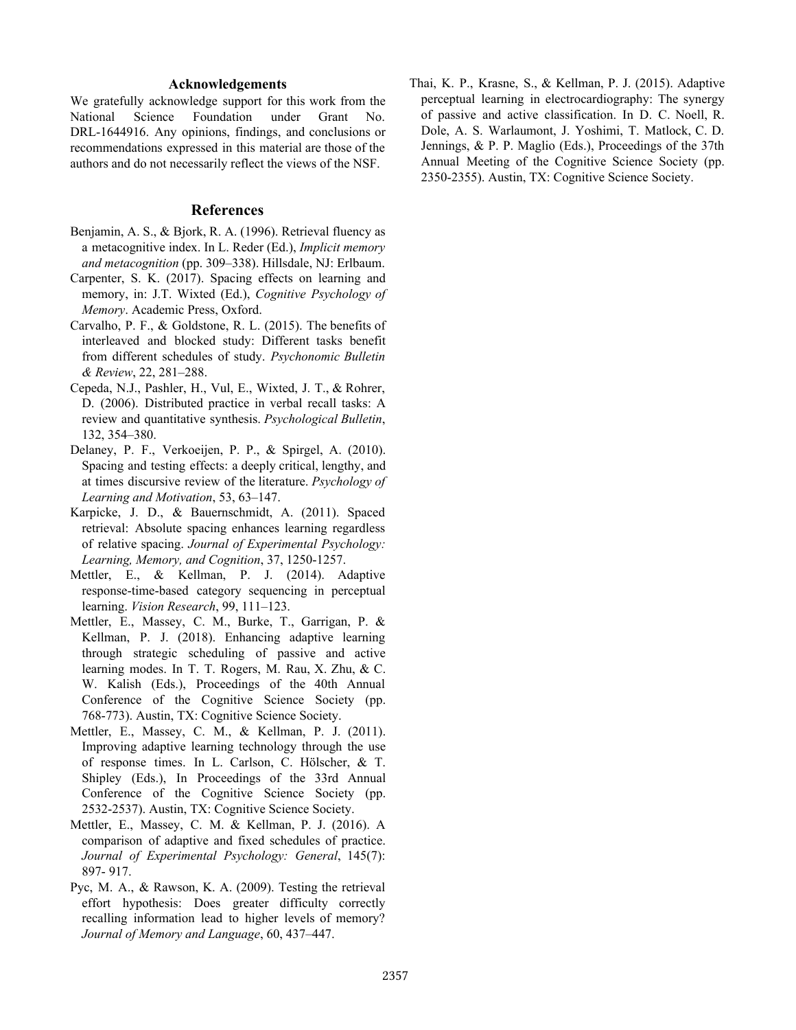## Acknowledgements

We gratefully acknowledge support for this work from the National Science Foundation under Grant No. DRL-1644916. Any opinions, findings, and conclusions or recommendations expressed in this material are those of the authors and do not necessarily reflect the views of the NSF.

## References

Benjamin, A. S., & Bjork, R. A. (1996). Retrieval fluency as a metacognitive index. In L. Reder (Ed.), *Implicit memory and metacognition* (pp. 309–338). Hillsdale, NJ: Erlbaum.

Carpenter, S. K. (2017). Spacing effects on learning and memory, in: J.T. Wixted (Ed.), *Cognitive Psychology of Memory*. Academic Press, Oxford.

Carvalho, P. F., & Goldstone, R. L. (2015). The benefits of interleaved and blocked study: Different tasks benefit from different schedules of study. *Psychonomic Bulletin & Review*, 22, 281–288.

Cepeda, N.J., Pashler, H., Vul, E., Wixted, J. T., & Rohrer, D. (2006). Distributed practice in verbal recall tasks: A review and quantitative synthesis. *Psychological Bulletin*, 132, 354–380.

Delaney, P. F., Verkoeijen, P. P., & Spirgel, A. (2010). Spacing and testing effects: a deeply critical, lengthy, and at times discursive review of the literature. *Psychology of Learning and Motivation*, 53, 63–147.

Karpicke, J. D., & Bauernschmidt, A. (2011). Spaced retrieval: Absolute spacing enhances learning regardless of relative spacing. *Journal of Experimental Psychology: Learning, Memory, and Cognition*, 37, 1250-1257.

Mettler, E., & Kellman, P. J. (2014). Adaptive response-time-based category sequencing in perceptual learning. *Vision Research*, 99, 111–123.

Mettler, E., Massey, C. M., Burke, T., Garrigan, P. & Kellman, P. J. (2018). Enhancing adaptive learning through strategic scheduling of passive and active learning modes. In T. T. Rogers, M. Rau, X. Zhu, & C. W. Kalish (Eds.), Proceedings of the 40th Annual Conference of the Cognitive Science Society (pp. 768-773). Austin, TX: Cognitive Science Society.

Mettler, E., Massey, C. M., & Kellman, P. J. (2011). Improving adaptive learning technology through the use of response times. In L. Carlson, C. Hölscher, & T. Shipley (Eds.), In Proceedings of the 33rd Annual Conference of the Cognitive Science Society (pp. 2532-2537). Austin, TX: Cognitive Science Society.

Mettler, E., Massey, C. M. & Kellman, P. J. (2016). A comparison of adaptive and fixed schedules of practice. *Journal of Experimental Psychology: General*, 145(7): 897- 917.

Pyc, M. A., & Rawson, K. A. (2009). Testing the retrieval effort hypothesis: Does greater difficulty correctly recalling information lead to higher levels of memory? *Journal of Memory and Language*, 60, 437–447.

Thai, K. P., Krasne, S., & Kellman, P. J. (2015). Adaptive perceptual learning in electrocardiography: The synergy of passive and active classification. In D. C. Noell, R. Dole, A. S. Warlaumont, J. Yoshimi, T. Matlock, C. D. Jennings, & P. P. Maglio (Eds.), Proceedings of the 37th Annual Meeting of the Cognitive Science Society (pp. 2350-2355). Austin, TX: Cognitive Science Society.